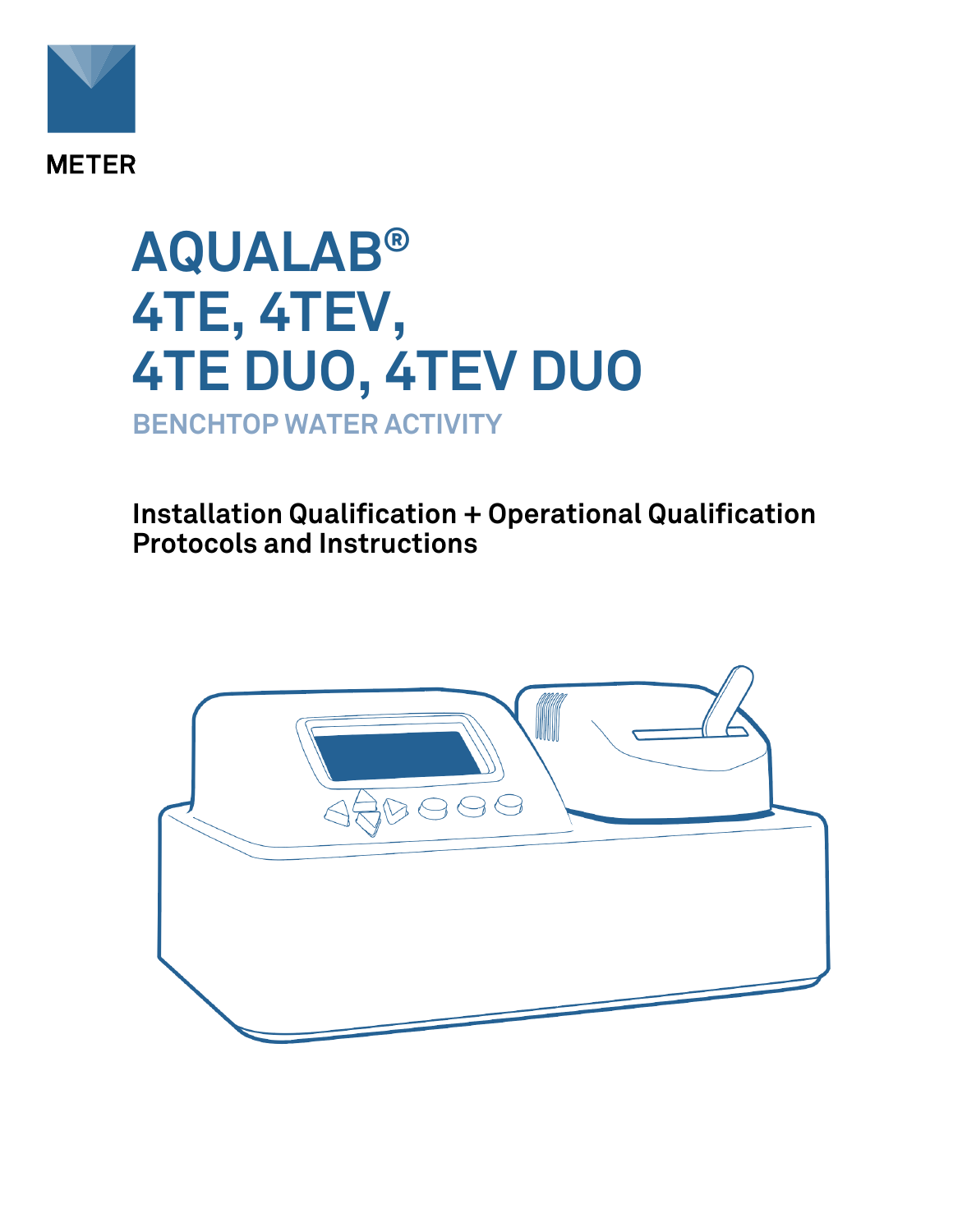METER

# AQUALAB®
# 4TE, 4TEV, 4TE DUO, 4TEV DUO

## BENCHTOP WATER ACTIVITY

**Installation Qualification + Operational Qualification Protocols and Instructions**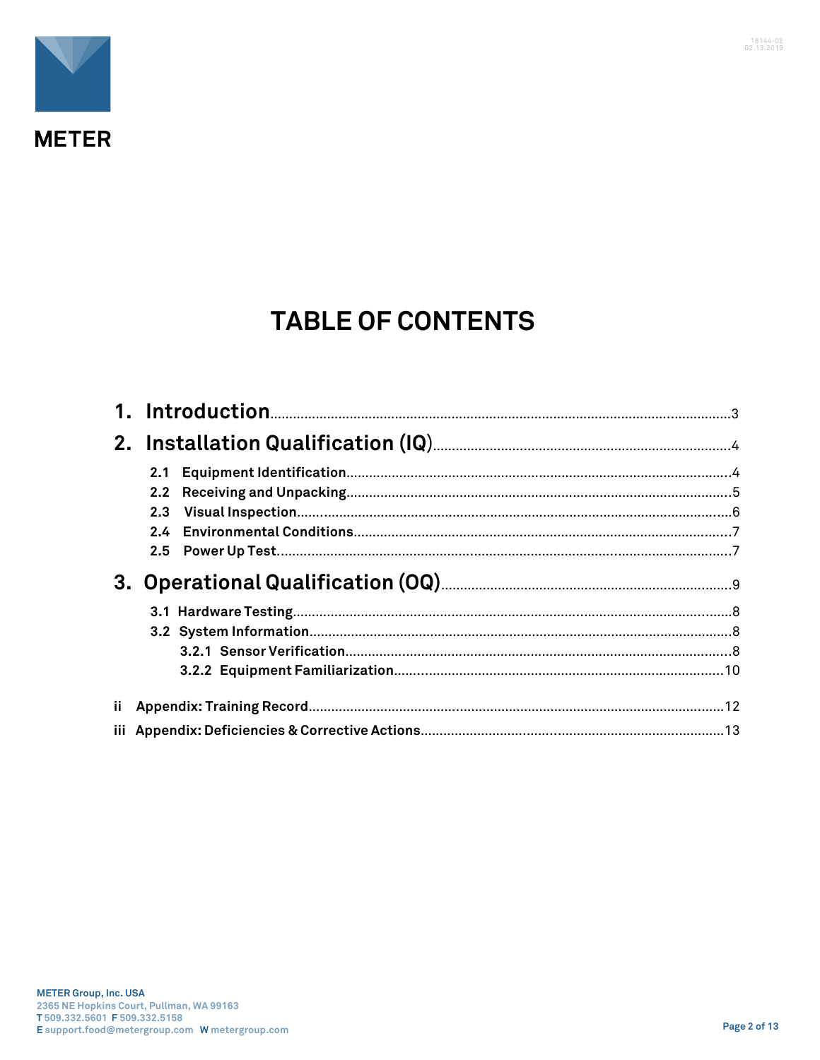# TABLE OF CONTENTS

1. **Introduction**........................................................................................................3
2. **Installation Qualification (IQ)**.............................................................................4
   - **2.1 Equipment Identification**....................................................................................4
   - **2.2 Receiving and Unpacking**....................................................................................5
   - **2.3 Visual Inspection**................................................................................................6
   - **2.4 Environmental Conditions**..................................................................................7
   - **2.5 Power Up Test**......................................................................................................7
3. **Operational Qualification (OQ)**...........................................................................9
   - **3.1 Hardware Testing**..................................................................................................8
   - **3.2 System Information**..............................................................................................8
     - **3.2.1 Sensor Verification**.....................................................................................8
     - **3.2.2 Equipment Familiarization**........................................................................10

**ii Appendix: Training Record**..............................................................................................12

**iii Appendix: Deficiencies & Corrective Actions**...............................................................13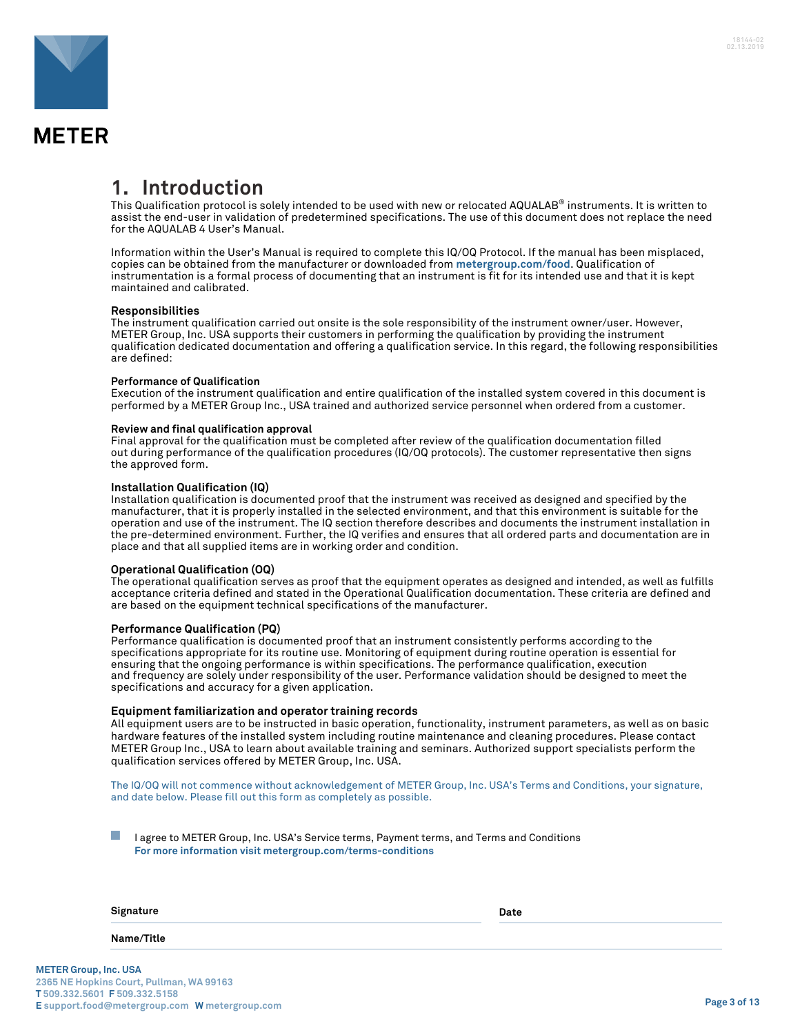# 1. Introduction

This Qualification protocol is solely intended to be used with new or relocated AQUALAB® instruments. It is written to assist the end-user in validation of predetermined specifications. The use of this document does not replace the need for the AQUALAB 4 User's Manual.

Information within the User's Manual is required to complete this IQ/OQ Protocol. If the manual has been misplaced, copies can be obtained from the manufacturer or downloaded from **metergroup.com/food**. Qualification of instrumentation is a formal process of documenting that an instrument is fit for its intended use and that it is kept maintained and calibrated.

**Responsibilities**

The instrument qualification carried out onsite is the sole responsibility of the instrument owner/user. However, METER Group, Inc. USA supports their customers in performing the qualification by providing the instrument qualification dedicated documentation and offering a qualification service. In this regard, the following responsibilities are defined:

**Performance of Qualification**

Execution of the instrument qualification and entire qualification of the installed system covered in this document is performed by a METER Group Inc., USA trained and authorized service personnel when ordered from a customer.

**Review and final qualification approval**

Final approval for the qualification must be completed after review of the qualification documentation filled out during performance of the qualification procedures (IQ/OQ protocols). The customer representative then signs the approved form.

**Installation Qualification (IQ)**

Installation qualification is documented proof that the instrument was received as designed and specified by the manufacturer, that it is properly installed in the selected environment, and that this environment is suitable for the operation and use of the instrument. The IQ section therefore describes and documents the instrument installation in the pre-determined environment. Further, the IQ verifies and ensures that all ordered parts and documentation are in place and that all supplied items are in working order and condition.

**Operational Qualification (OQ)**

The operational qualification serves as proof that the equipment operates as designed and intended, as well as fulfills acceptance criteria defined and stated in the Operational Qualification documentation. These criteria are defined and are based on the equipment technical specifications of the manufacturer.

**Performance Qualification (PQ)**

Performance qualification is documented proof that an instrument consistently performs according to the specifications appropriate for its routine use. Monitoring of equipment during routine operation is essential for ensuring that the ongoing performance is within specifications. The performance qualification, execution and frequency are solely under responsibility of the user. Performance validation should be designed to meet the specifications and accuracy for a given application.

**Equipment familiarization and operator training records**

All equipment users are to be instructed in basic operation, functionality, instrument parameters, as well as on basic hardware features of the installed system including routine maintenance and cleaning procedures. Please contact METER Group Inc., USA to learn about available training and seminars. Authorized support specialists perform the qualification services offered by METER Group, Inc. USA.

The IQ/OQ will not commence without acknowledgement of METER Group, Inc. USA's Terms and Conditions, your signature, and date below. Please fill out this form as completely as possible.

☐ I agree to METER Group, Inc. USA's Service terms, Payment terms, and Terms and Conditions
**For more information visit metergroup.com/terms-conditions**

**Signature** ______________________ **Date** ______________________

**Name/Title** ______________________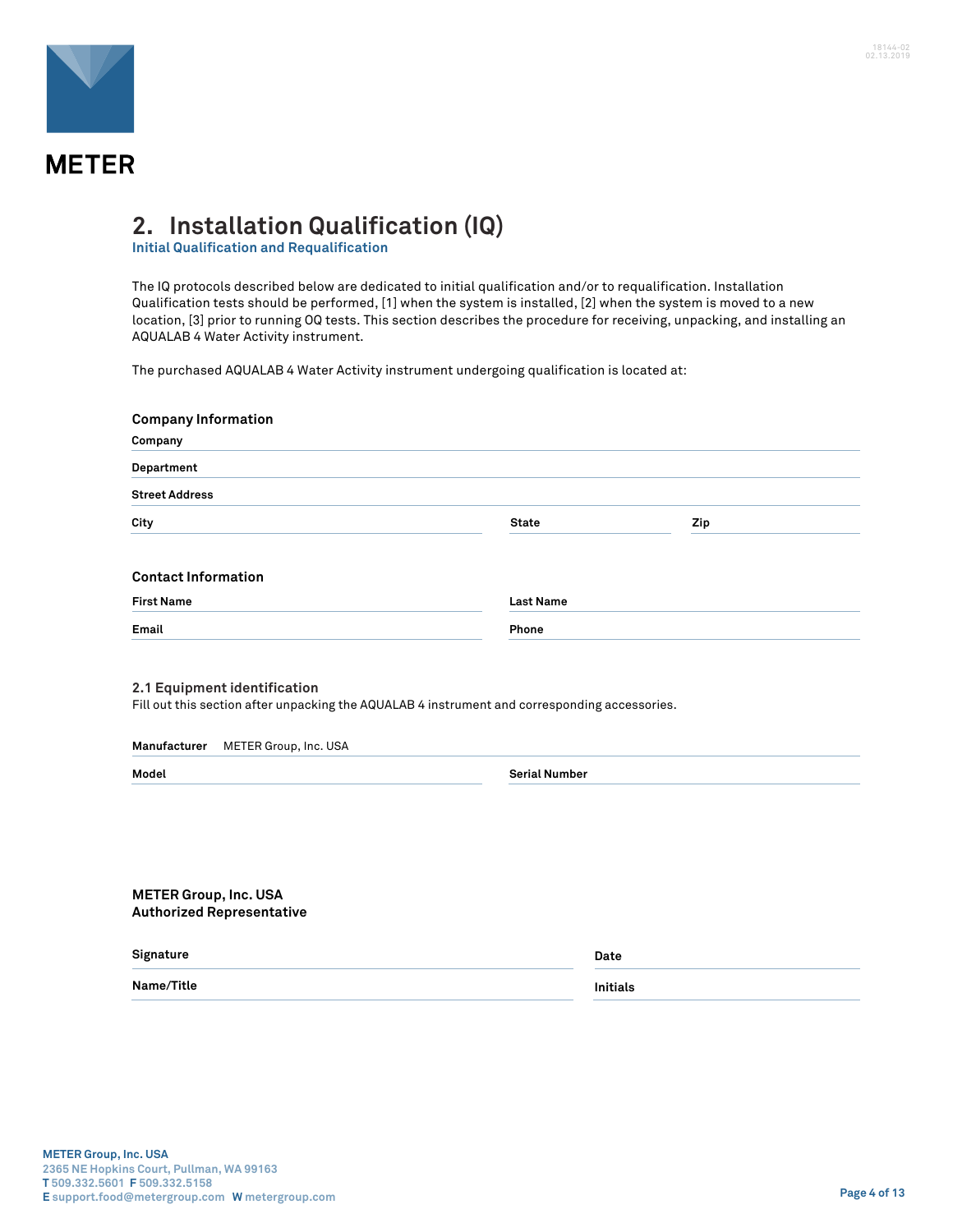## 2. Installation Qualification (IQ)

**Initial Qualification and Requalification**

The IQ protocols described below are dedicated to initial qualification and/or to requalification. Installation Qualification tests should be performed, [1] when the system is installed, [2] when the system is moved to a new location, [3] prior to running OQ tests. This section describes the procedure for receiving, unpacking, and installing an AQUALAB 4 Water Activity instrument.

The purchased AQUALAB 4 Water Activity instrument undergoing qualification is located at:

### Company Information

**Company** ______________________________

**Department** ______________________________

**Street Address** ______________________________

**City** ______________ **State** ______________ **Zip** ______________

### Contact Information

**First Name** ______________ **Last Name** ______________

**Email** ______________ **Phone** ______________

### 2.1 Equipment identification

Fill out this section after unpacking the AQUALAB 4 instrument and corresponding accessories.

**Manufacturer** METER Group, Inc. USA

**Model** ______________ **Serial Number** ______________

**METER Group, Inc. USA**
**Authorized Representative**

**Signature** ______________ **Date** ______________

**Name/Title** ______________ **Initials** ______________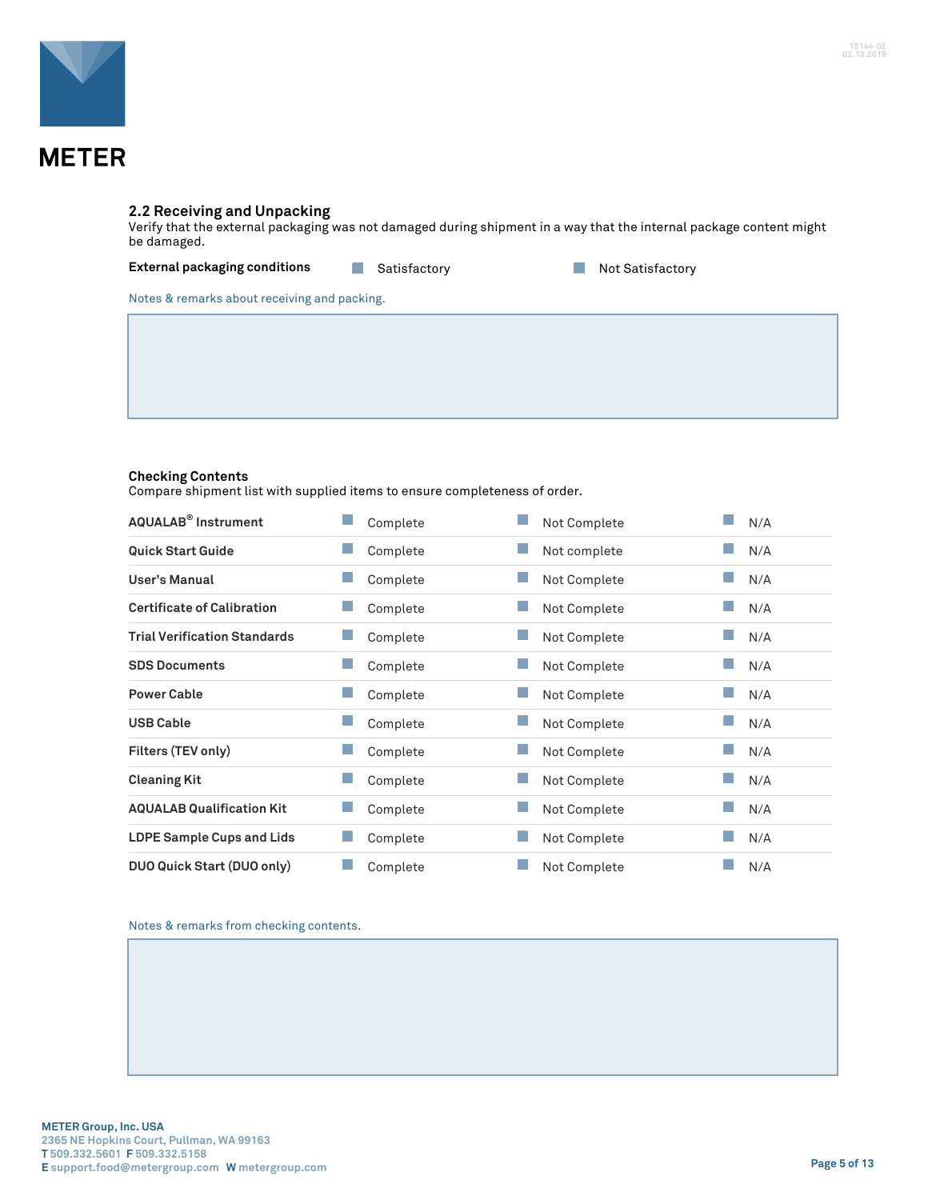## 2.2 Receiving and Unpacking

Verify that the external packaging was not damaged during shipment in a way that the internal package content might be damaged.

**External packaging conditions** ☐ Satisfactory ☐ Not Satisfactory

Notes & remarks about receiving and packing.

|  |
|---|
|  |

### Checking Contents

Compare shipment list with supplied items to ensure completeness of order.

| Item | | | |
|---|---|---|---|
| **AQUALAB® Instrument** | ☐ Complete | ☐ Not Complete | ☐ N/A |
| **Quick Start Guide** | ☐ Complete | ☐ Not complete | ☐ N/A |
| **User's Manual** | ☐ Complete | ☐ Not Complete | ☐ N/A |
| **Certificate of Calibration** | ☐ Complete | ☐ Not Complete | ☐ N/A |
| **Trial Verification Standards** | ☐ Complete | ☐ Not Complete | ☐ N/A |
| **SDS Documents** | ☐ Complete | ☐ Not Complete | ☐ N/A |
| **Power Cable** | ☐ Complete | ☐ Not Complete | ☐ N/A |
| **USB Cable** | ☐ Complete | ☐ Not Complete | ☐ N/A |
| **Filters (TEV only)** | ☐ Complete | ☐ Not Complete | ☐ N/A |
| **Cleaning Kit** | ☐ Complete | ☐ Not Complete | ☐ N/A |
| **AQUALAB Qualification Kit** | ☐ Complete | ☐ Not Complete | ☐ N/A |
| **LDPE Sample Cups and Lids** | ☐ Complete | ☐ Not Complete | ☐ N/A |
| **DUO Quick Start (DUO only)** | ☐ Complete | ☐ Not Complete | ☐ N/A |

Notes & remarks from checking contents.

|  |
|---|
|  |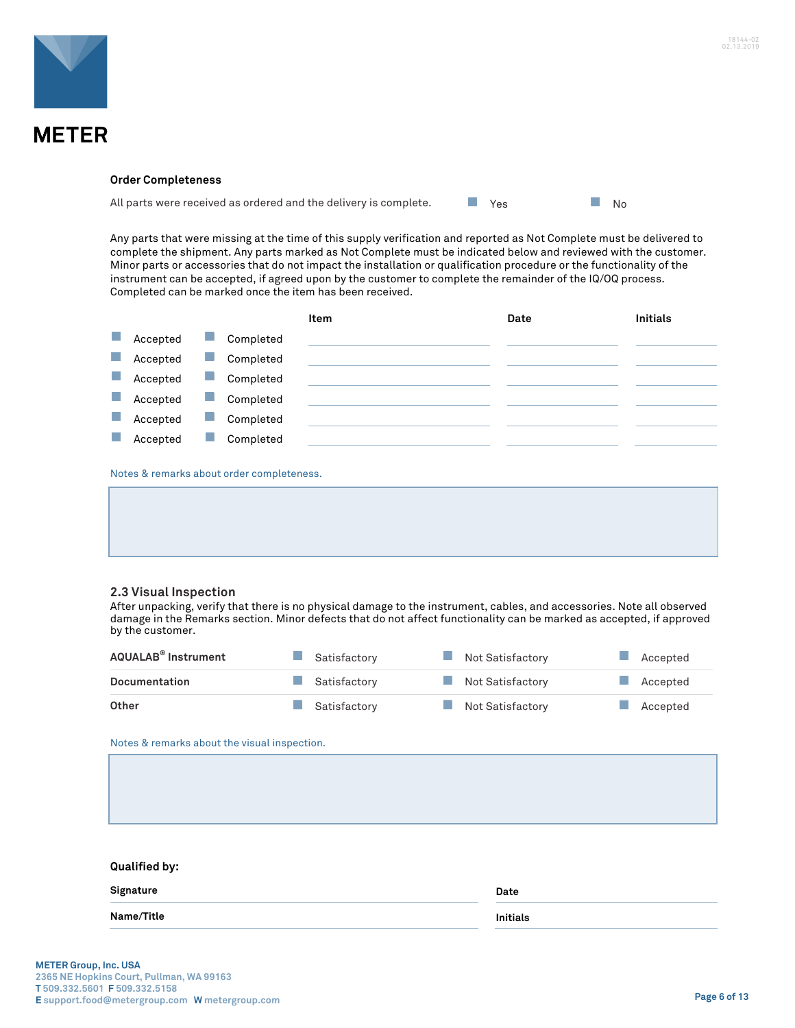### Order Completeness

All parts were received as ordered and the delivery is complete. ☐ Yes ☐ No

Any parts that were missing at the time of this supply verification and reported as Not Complete must be delivered to complete the shipment. Any parts marked as Not Complete must be indicated below and reviewed with the customer. Minor parts or accessories that do not impact the installation or qualification procedure or the functionality of the instrument can be accepted, if agreed upon by the customer to complete the remainder of the IQ/OQ process. Completed can be marked once the item has been received.

| | | Item | Date | Initials |
|---|---|---|---|---|
| ☐ Accepted | ☐ Completed | | | |
| ☐ Accepted | ☐ Completed | | | |
| ☐ Accepted | ☐ Completed | | | |
| ☐ Accepted | ☐ Completed | | | |
| ☐ Accepted | ☐ Completed | | | |
| ☐ Accepted | ☐ Completed | | | |

Notes & remarks about order completeness.

### 2.3 Visual Inspection

After unpacking, verify that there is no physical damage to the instrument, cables, and accessories. Note all observed damage in the Remarks section. Minor defects that do not affect functionality can be marked as accepted, if approved by the customer.

| | | | |
|---|---|---|---|
| **AQUALAB® Instrument** | ☐ Satisfactory | ☐ Not Satisfactory | ☐ Accepted |
| **Documentation** | ☐ Satisfactory | ☐ Not Satisfactory | ☐ Accepted |
| **Other** | ☐ Satisfactory | ☐ Not Satisfactory | ☐ Accepted |

Notes & remarks about the visual inspection.

**Qualified by:**

| | |
|---|---|
| **Signature** | **Date** |
| **Name/Title** | **Initials** |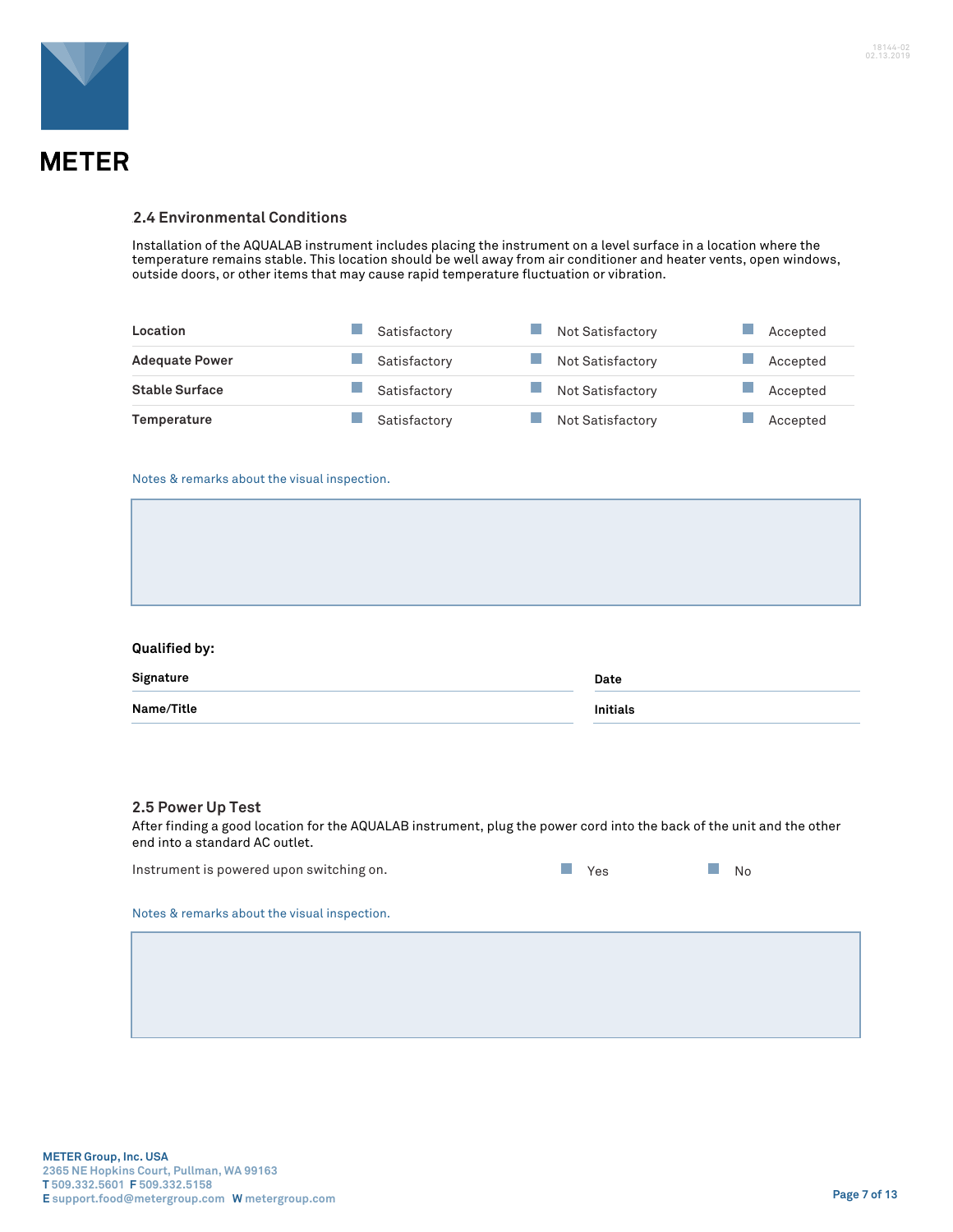## 2.4 Environmental Conditions

Installation of the AQUALAB instrument includes placing the instrument on a level surface in a location where the temperature remains stable. This location should be well away from air conditioner and heater vents, open windows, outside doors, or other items that may cause rapid temperature fluctuation or vibration.

| | | | |
|---|---|---|---|
| **Location** | ☐ Satisfactory | ☐ Not Satisfactory | ☐ Accepted |
| **Adequate Power** | ☐ Satisfactory | ☐ Not Satisfactory | ☐ Accepted |
| **Stable Surface** | ☐ Satisfactory | ☐ Not Satisfactory | ☐ Accepted |
| **Temperature** | ☐ Satisfactory | ☐ Not Satisfactory | ☐ Accepted |

Notes & remarks about the visual inspection.

**Qualified by:**

| | |
|---|---|
| **Signature** | **Date** |
| **Name/Title** | **Initials** |

## 2.5 Power Up Test

After finding a good location for the AQUALAB instrument, plug the power cord into the back of the unit and the other end into a standard AC outlet.

Instrument is powered upon switching on. ☐ Yes ☐ No

Notes & remarks about the visual inspection.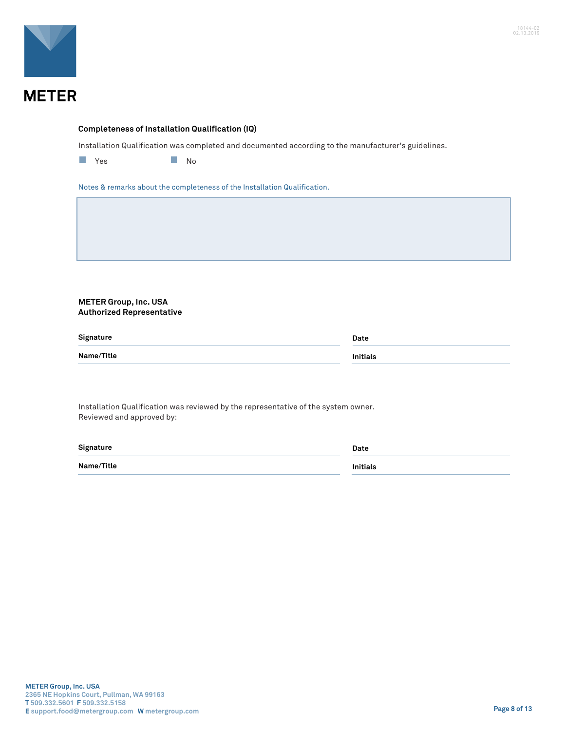**METER**

### Completeness of Installation Qualification (IQ)

Installation Qualification was completed and documented according to the manufacturer's guidelines.

☐ Yes ☐ No

Notes & remarks about the completeness of the Installation Qualification.

| |
|---|
| |

**METER Group, Inc. USA**
**Authorized Representative**

| | |
|---|---|
| **Signature** | **Date** |
| **Name/Title** | **Initials** |

Installation Qualification was reviewed by the representative of the system owner.
Reviewed and approved by:

| | |
|---|---|
| **Signature** | **Date** |
| **Name/Title** | **Initials** |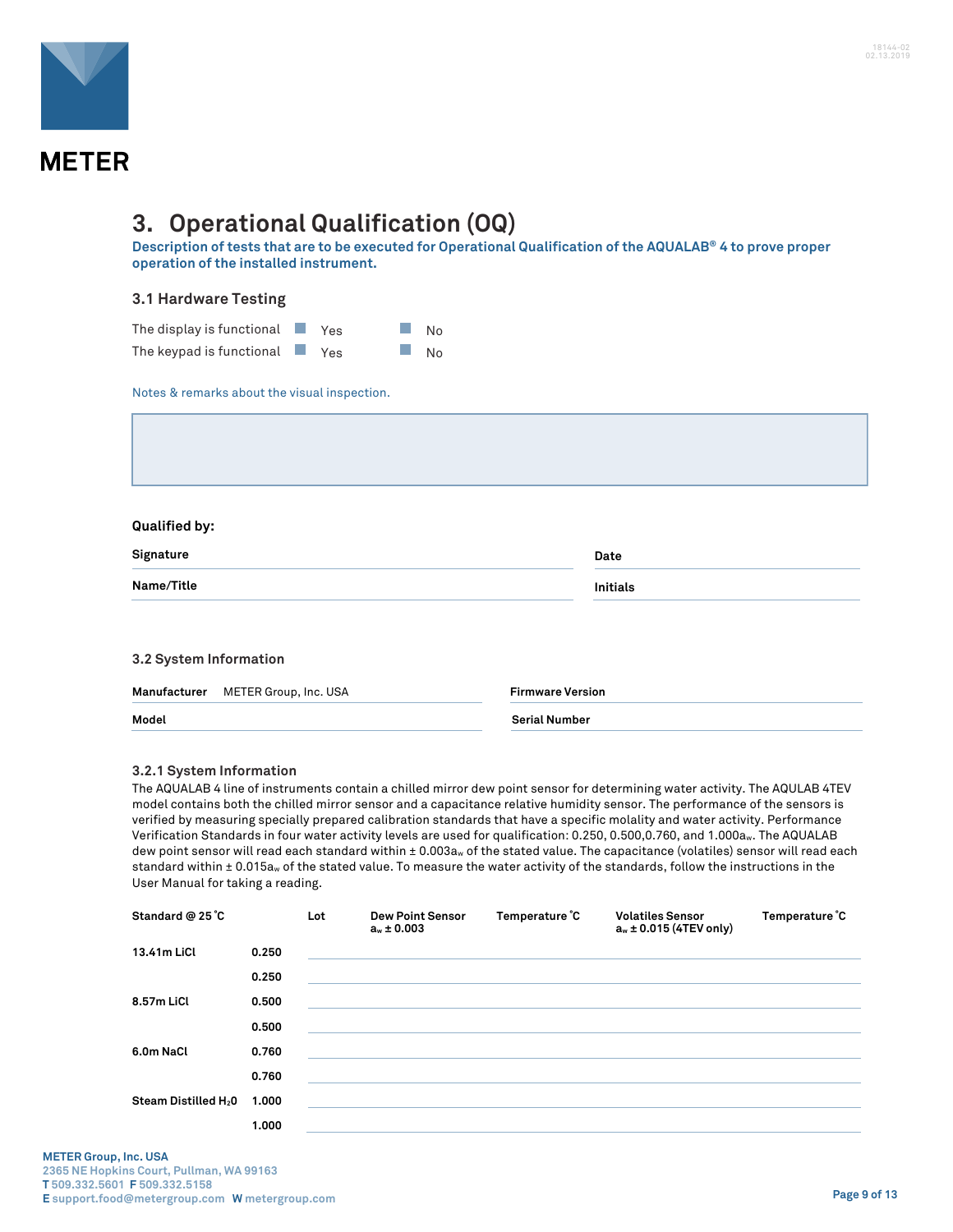## 3. Operational Qualification (OQ)

**Description of tests that are to be executed for Operational Qualification of the AQUALAB® 4 to prove proper operation of the installed instrument.**

### 3.1 Hardware Testing

The display is functional ☐ Yes ☐ No

The keypad is functional ☐ Yes ☐ No

Notes & remarks about the visual inspection.

**Qualified by:**

| **Signature** | | **Date** | |
|---|---|---|---|
| **Name/Title** | | **Initials** | |

### 3.2 System Information

| **Manufacturer** | METER Group, Inc. USA | **Firmware Version** | |
|---|---|---|---|
| **Model** | | **Serial Number** | |

### 3.2.1 System Information

The AQUALAB 4 line of instruments contain a chilled mirror dew point sensor for determining water activity. The AQULAB 4TEV model contains both the chilled mirror sensor and a capacitance relative humidity sensor. The performance of the sensors is verified by measuring specially prepared calibration standards that have a specific molality and water activity. Performance Verification Standards in four water activity levels are used for qualification: 0.250, 0.500,0.760, and 1.000$a_w$. The AQUALAB dew point sensor will read each standard within ± 0.003$a_w$ of the stated value. The capacitance (volatiles) sensor will read each standard within ± 0.015$a_w$ of the stated value. To measure the water activity of the standards, follow the instructions in the User Manual for taking a reading.

| Standard @ 25 ˚C | | Lot | Dew Point Sensor $a_w$ ± 0.003 | Temperature ˚C | Volatiles Sensor $a_w$ ± 0.015 (4TEV only) | Temperature ˚C |
|---|---|---|---|---|---|---|
| 13.41m LiCl | 0.250 | | | | | |
| | 0.250 | | | | | |
| 8.57m LiCl | 0.500 | | | | | |
| | 0.500 | | | | | |
| 6.0m NaCl | 0.760 | | | | | |
| | 0.760 | | | | | |
| Steam Distilled $H_2O$ | 1.000 | | | | | |
| | 1.000 | | | | | |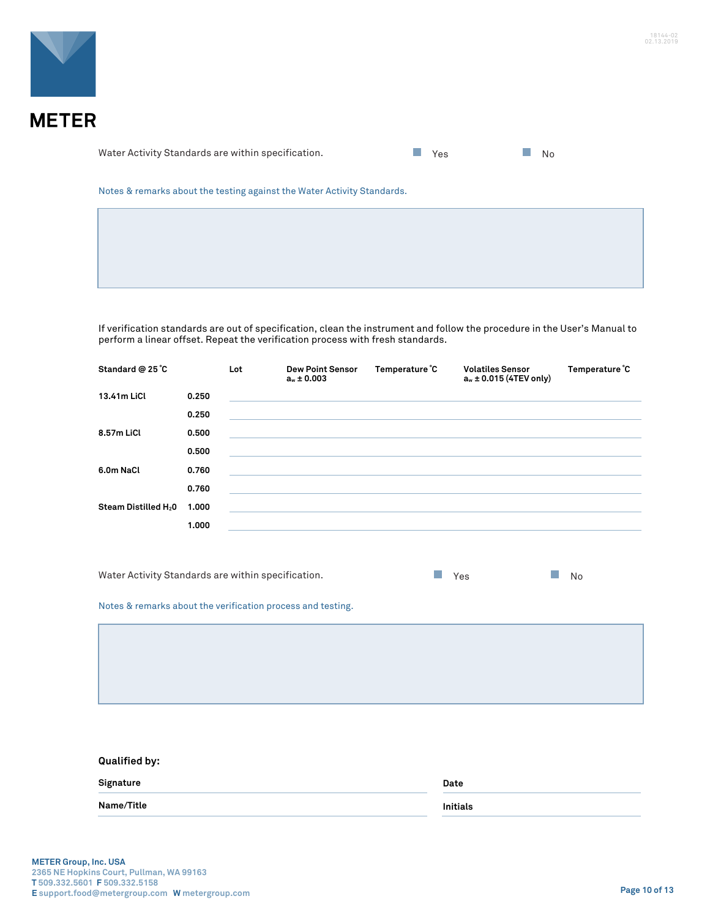Water Activity Standards are within specification. ☐ Yes ☐ No

Notes & remarks about the testing against the Water Activity Standards.

If verification standards are out of specification, clean the instrument and follow the procedure in the User's Manual to perform a linear offset. Repeat the verification process with fresh standards.

| Standard @ 25 °C | | Lot | Dew Point Sensor $a_w \pm 0.003$ | Temperature °C | Volatiles Sensor $a_w \pm 0.015$ (4TEV only) | Temperature °C |
|---|---|---|---|---|---|---|
| 13.41m LiCl | 0.250 | | | | | |
| | 0.250 | | | | | |
| 8.57m LiCl | 0.500 | | | | | |
| | 0.500 | | | | | |
| 6.0m NaCl | 0.760 | | | | | |
| | 0.760 | | | | | |
| Steam Distilled $H_2O$ | 1.000 | | | | | |
| | 1.000 | | | | | |

Water Activity Standards are within specification. ☐ Yes ☐ No

Notes & remarks about the verification process and testing.

**Qualified by:**

| | |
|---|---|
| **Signature** | **Date** |
| **Name/Title** | **Initials** |

**METER Group, Inc. USA**
2365 NE Hopkins Court, Pullman, WA 99163
**T** 509.332.5601 **F** 509.332.5158
**E** support.food@metergroup.com **W** metergroup.com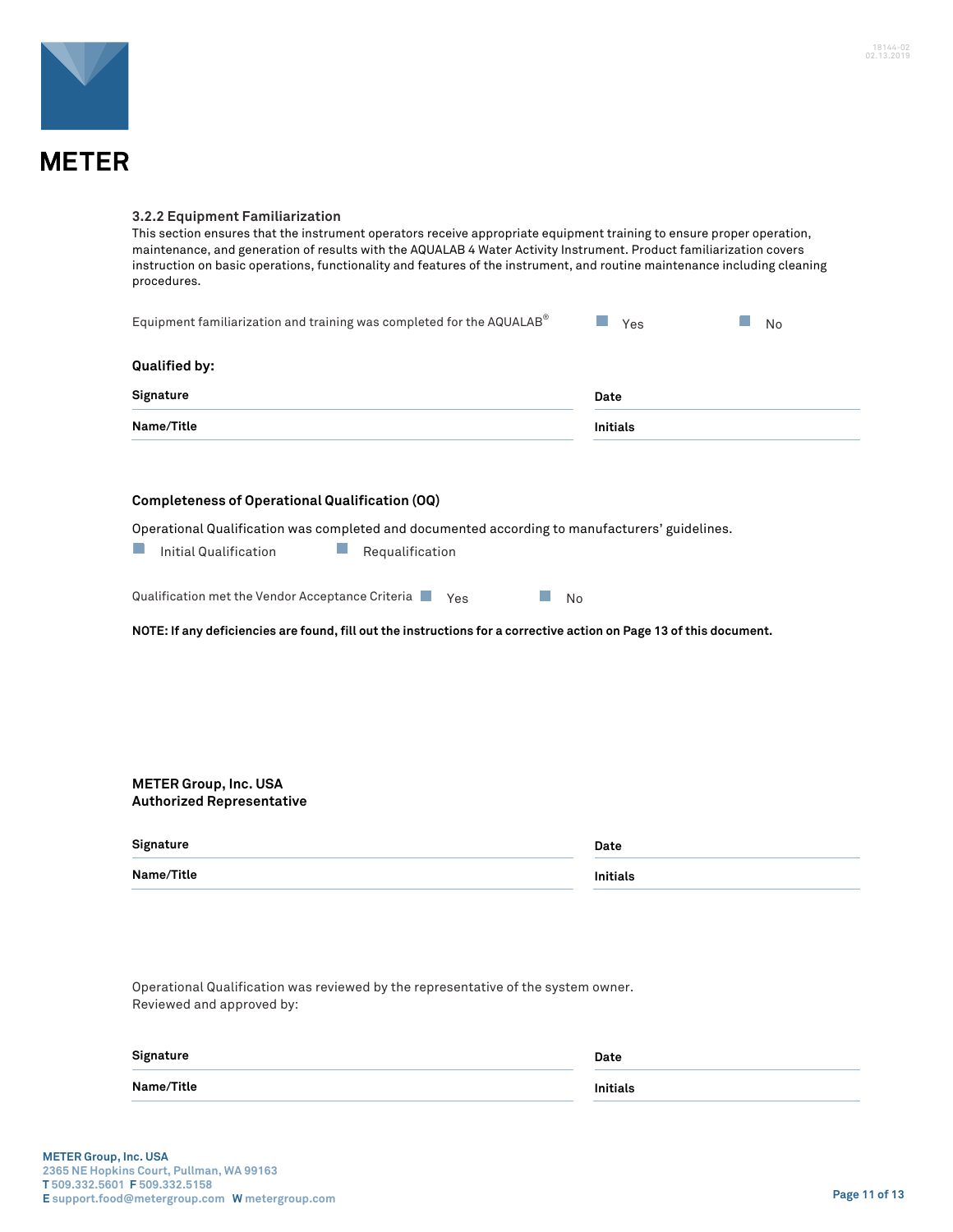### 3.2.2 Equipment Familiarization

This section ensures that the instrument operators receive appropriate equipment training to ensure proper operation, maintenance, and generation of results with the AQUALAB 4 Water Activity Instrument. Product familiarization covers instruction on basic operations, functionality and features of the instrument, and routine maintenance including cleaning procedures.

Equipment familiarization and training was completed for the AQUALAB® ☐ Yes ☐ No

**Qualified by:**

| **Signature** | **Date** |
|---|---|
| **Name/Title** | **Initials** |

**Completeness of Operational Qualification (OQ)**

Operational Qualification was completed and documented according to manufacturers' guidelines.

☐ Initial Qualification ☐ Requalification

Qualification met the Vendor Acceptance Criteria ☐ Yes ☐ No

**NOTE: If any deficiencies are found, fill out the instructions for a corrective action on Page 13 of this document.**

**METER Group, Inc. USA**
**Authorized Representative**

| **Signature** | **Date** |
|---|---|
| **Name/Title** | **Initials** |

Operational Qualification was reviewed by the representative of the system owner.
Reviewed and approved by:

| **Signature** | **Date** |
|---|---|
| **Name/Title** | **Initials** |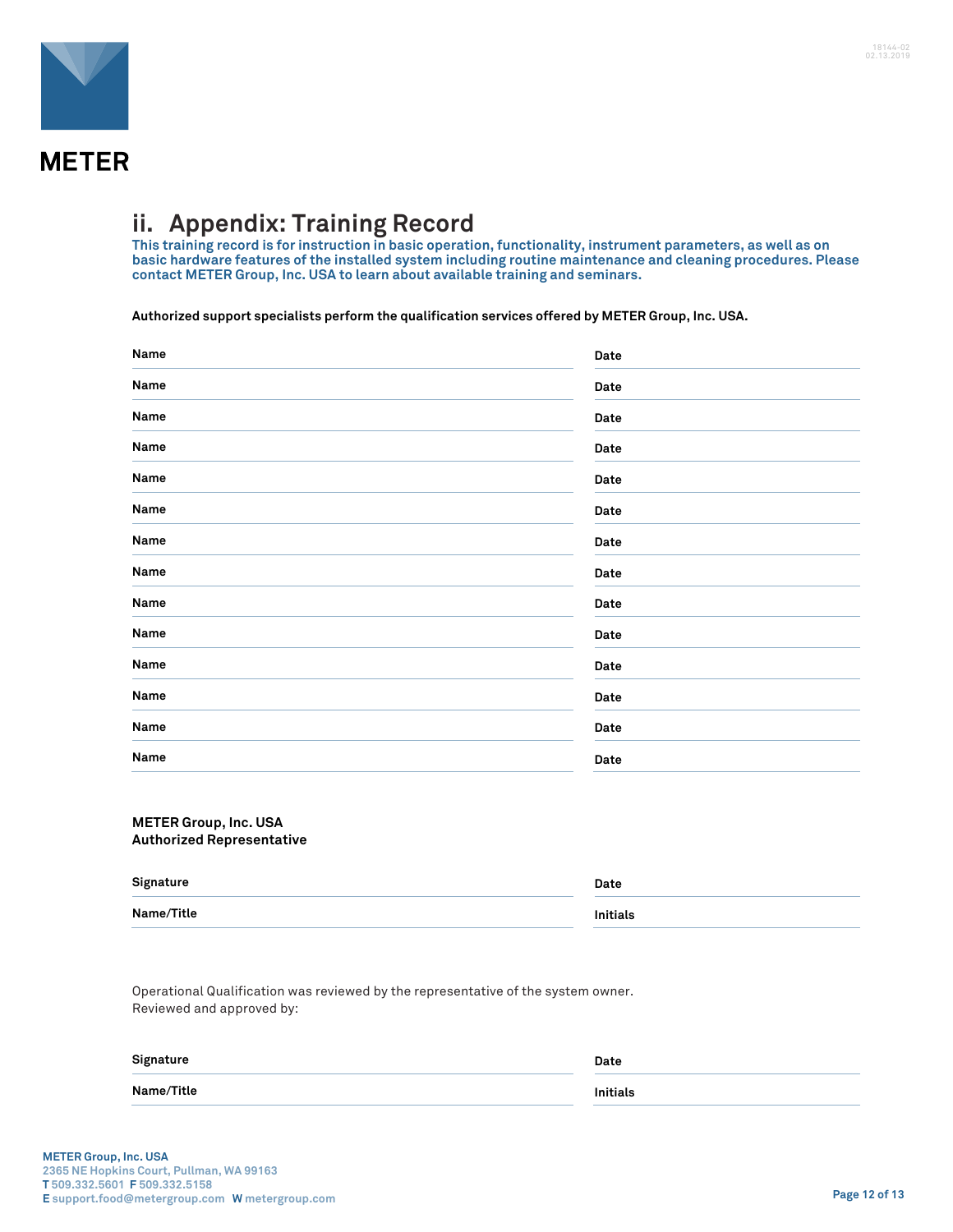## ii. Appendix: Training Record

**This training record is for instruction in basic operation, functionality, instrument parameters, as well as on basic hardware features of the installed system including routine maintenance and cleaning procedures. Please contact METER Group, Inc. USA to learn about available training and seminars.**

**Authorized support specialists perform the qualification services offered by METER Group, Inc. USA.**

| Name | Date |
|---|---|
| Name | Date |
| Name | Date |
| Name | Date |
| Name | Date |
| Name | Date |
| Name | Date |
| Name | Date |
| Name | Date |
| Name | Date |
| Name | Date |
| Name | Date |
| Name | Date |
| Name | Date |
| Name | Date |

**METER Group, Inc. USA**
**Authorized Representative**

| Signature | Date |
|---|---|
| Name/Title | Initials |

Operational Qualification was reviewed by the representative of the system owner.
Reviewed and approved by:

| Signature | Date |
|---|---|
| Name/Title | Initials |

**METER Group, Inc. USA**
2365 NE Hopkins Court, Pullman, WA 99163
**T** 509.332.5601 **F** 509.332.5158
**E** support.food@metergroup.com **W** metergroup.com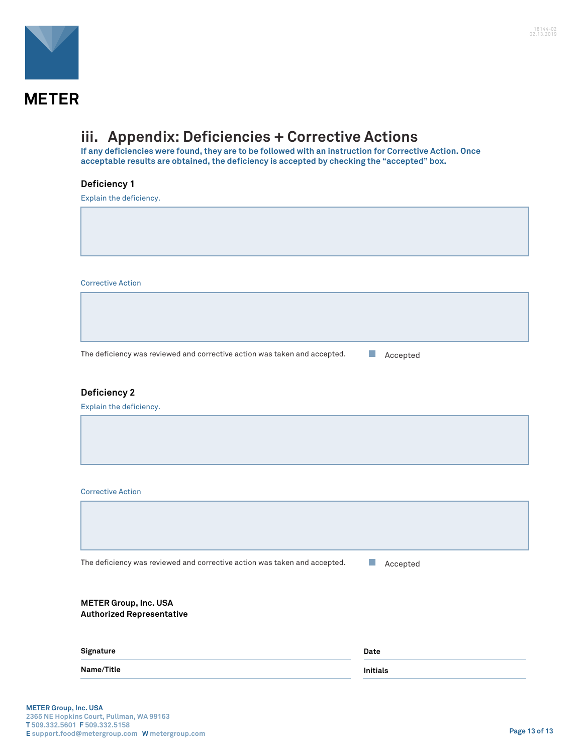## iii. Appendix: Deficiencies + Corrective Actions

**If any deficiencies were found, they are to be followed with an instruction for Corrective Action. Once acceptable results are obtained, the deficiency is accepted by checking the "accepted" box.**

### Deficiency 1

Explain the deficiency.

Corrective Action

The deficiency was reviewed and corrective action was taken and accepted. ☐ Accepted

### Deficiency 2

Explain the deficiency.

Corrective Action

The deficiency was reviewed and corrective action was taken and accepted. ☐ Accepted

**METER Group, Inc. USA**
**Authorized Representative**

**Signature** ______________________ **Date** ______________________

**Name/Title** ______________________ **Initials** ______________________

**METER Group, Inc. USA**
2365 NE Hopkins Court, Pullman, WA 99163
**T** 509.332.5601 **F** 509.332.5158
**E** support.food@metergroup.com **W** metergroup.com